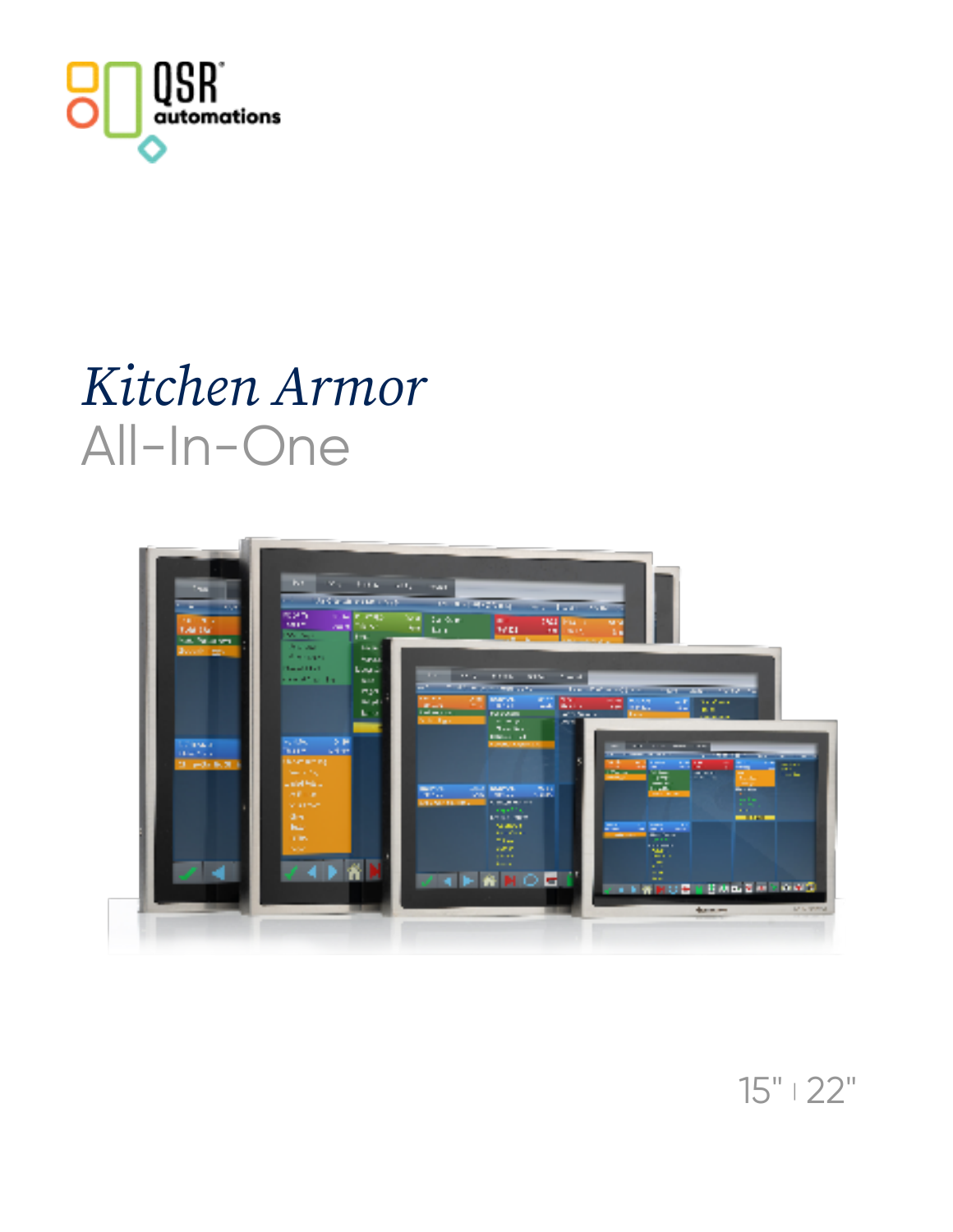QSR automations

# *Kitchen Armor*
## All-In-One

15" | 22"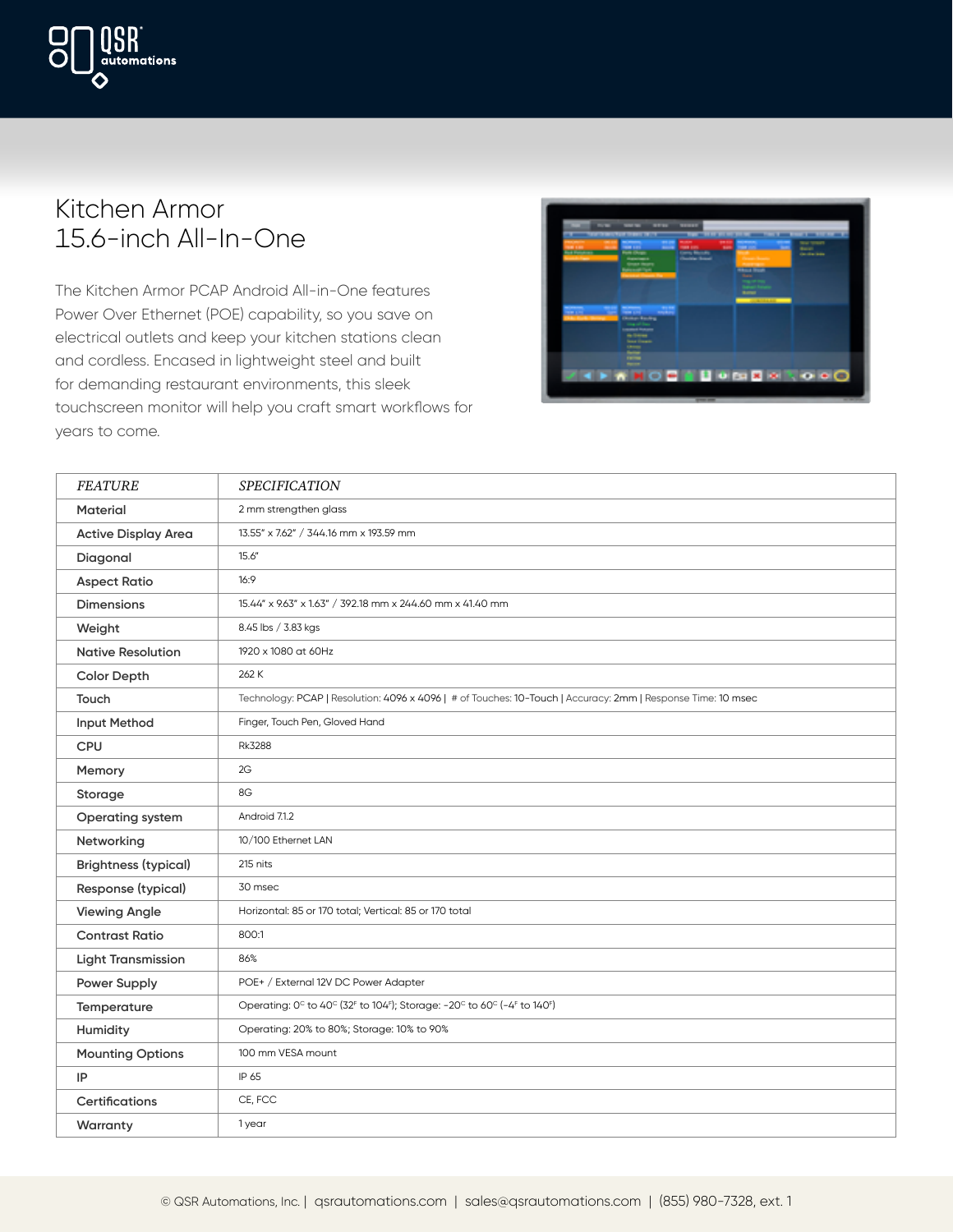# Kitchen Armor 15.6-inch All-In-One

The Kitchen Armor PCAP Android All-in-One features Power Over Ethernet (POE) capability, so you save on electrical outlets and keep your kitchen stations clean and cordless. Encased in lightweight steel and built for demanding restaurant environments, this sleek touchscreen monitor will help you craft smart workflows for years to come.

| *FEATURE* | *SPECIFICATION* |
|---|---|
| **Material** | 2 mm strengthen glass |
| **Active Display Area** | 13.55" x 7.62" / 344.16 mm x 193.59 mm |
| **Diagonal** | 15.6" |
| **Aspect Ratio** | 16:9 |
| **Dimensions** | 15.44" x 9.63" x 1.63" / 392.18 mm x 244.60 mm x 41.40 mm |
| **Weight** | 8.45 lbs / 3.83 kgs |
| **Native Resolution** | 1920 x 1080 at 60Hz |
| **Color Depth** | 262 K |
| **Touch** | Technology: PCAP \| Resolution: 4096 x 4096 \| # of Touches: 10-Touch \| Accuracy: 2mm \| Response Time: 10 msec |
| **Input Method** | Finger, Touch Pen, Gloved Hand |
| **CPU** | Rk3288 |
| **Memory** | 2G |
| **Storage** | 8G |
| **Operating system** | Android 7.1.2 |
| **Networking** | 10/100 Ethernet LAN |
| **Brightness (typical)** | 215 nits |
| **Response (typical)** | 30 msec |
| **Viewing Angle** | Horizontal: 85 or 170 total; Vertical: 85 or 170 total |
| **Contrast Ratio** | 800:1 |
| **Light Transmission** | 86% |
| **Power Supply** | POE+ / External 12V DC Power Adapter |
| **Temperature** | Operating: 0°C to 40°C (32°F to 104°F); Storage: -20°C to 60°C (-4°F to 140°F) |
| **Humidity** | Operating: 20% to 80%; Storage: 10% to 90% |
| **Mounting Options** | 100 mm VESA mount |
| **IP** | IP 65 |
| **Certifications** | CE, FCC |
| **Warranty** | 1 year |

© QSR Automations, Inc. | qsrautomations.com | sales@qsrautomations.com | (855) 980-7328, ext. 1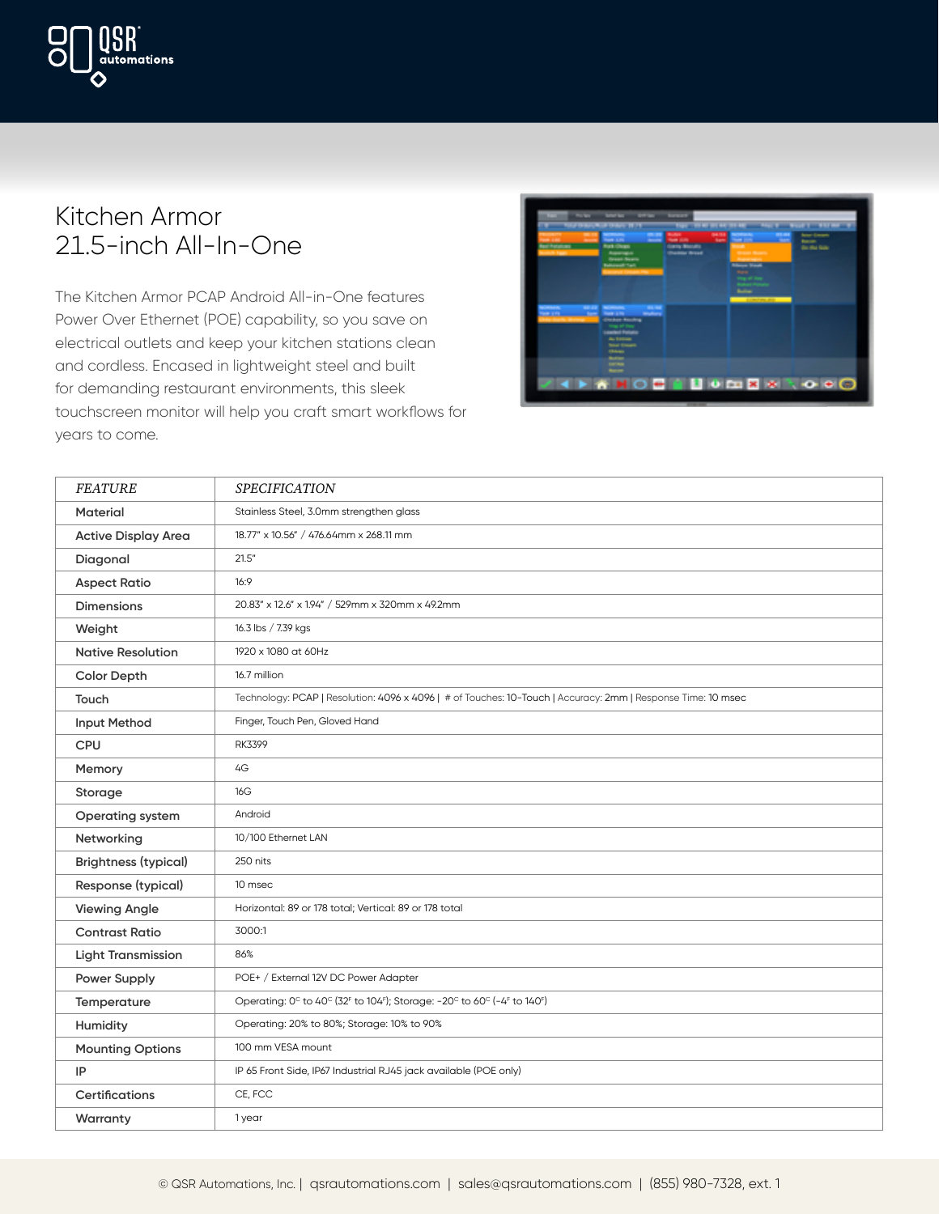# Kitchen Armor
# 21.5-inch All-In-One

The Kitchen Armor PCAP Android All-in-One features Power Over Ethernet (POE) capability, so you save on electrical outlets and keep your kitchen stations clean and cordless. Encased in lightweight steel and built for demanding restaurant environments, this sleek touchscreen monitor will help you craft smart workflows for years to come.

| *FEATURE* | *SPECIFICATION* |
|---|---|
| **Material** | Stainless Steel, 3.0mm strengthen glass |
| **Active Display Area** | 18.77" x 10.56" / 476.64mm x 268.11 mm |
| **Diagonal** | 21.5" |
| **Aspect Ratio** | 16:9 |
| **Dimensions** | 20.83" x 12.6" x 1.94" / 529mm x 320mm x 49.2mm |
| **Weight** | 16.3 lbs / 7.39 kgs |
| **Native Resolution** | 1920 x 1080 at 60Hz |
| **Color Depth** | 16.7 million |
| **Touch** | Technology: PCAP \| Resolution: 4096 x 4096 \| # of Touches: 10-Touch \| Accuracy: 2mm \| Response Time: 10 msec |
| **Input Method** | Finger, Touch Pen, Gloved Hand |
| **CPU** | RK3399 |
| **Memory** | 4G |
| **Storage** | 16G |
| **Operating system** | Android |
| **Networking** | 10/100 Ethernet LAN |
| **Brightness (typical)** | 250 nits |
| **Response (typical)** | 10 msec |
| **Viewing Angle** | Horizontal: 89 or 178 total; Vertical: 89 or 178 total |
| **Contrast Ratio** | 3000:1 |
| **Light Transmission** | 86% |
| **Power Supply** | POE+ / External 12V DC Power Adapter |
| **Temperature** | Operating: 0°C to 40°C (32°F to 104°F); Storage: -20°C to 60°C (-4°F to 140°F) |
| **Humidity** | Operating: 20% to 80%; Storage: 10% to 90% |
| **Mounting Options** | 100 mm VESA mount |
| **IP** | IP 65 Front Side, IP67 Industrial RJ45 jack available (POE only) |
| **Certifications** | CE, FCC |
| **Warranty** | 1 year |

© QSR Automations, Inc. | qsrautomations.com | sales@qsrautomations.com | (855) 980-7328, ext. 1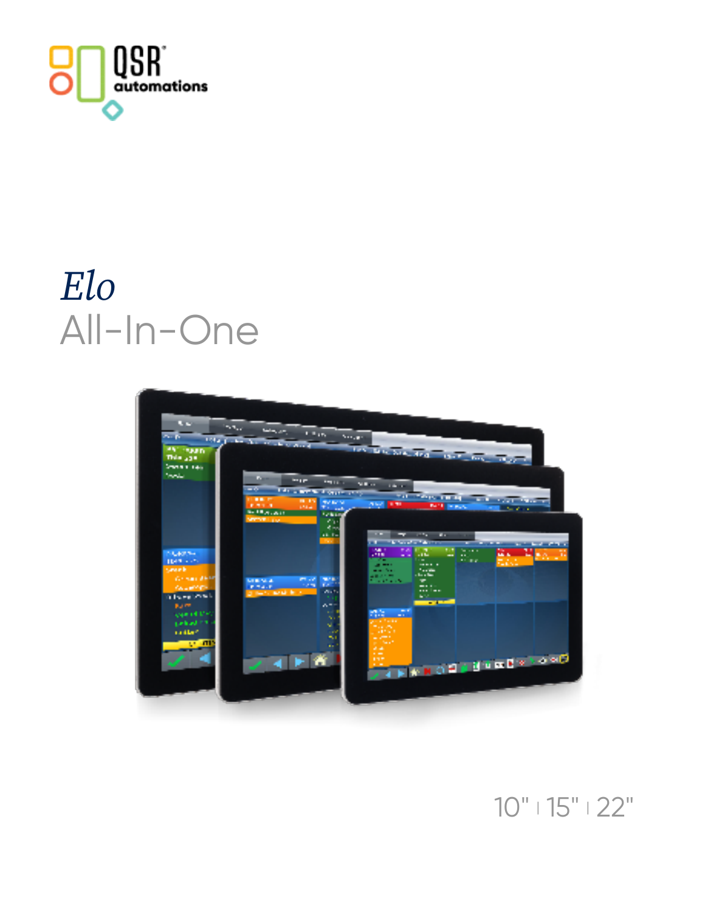QSR automations

# *Elo*

## All-In-One

10" | 15" | 22"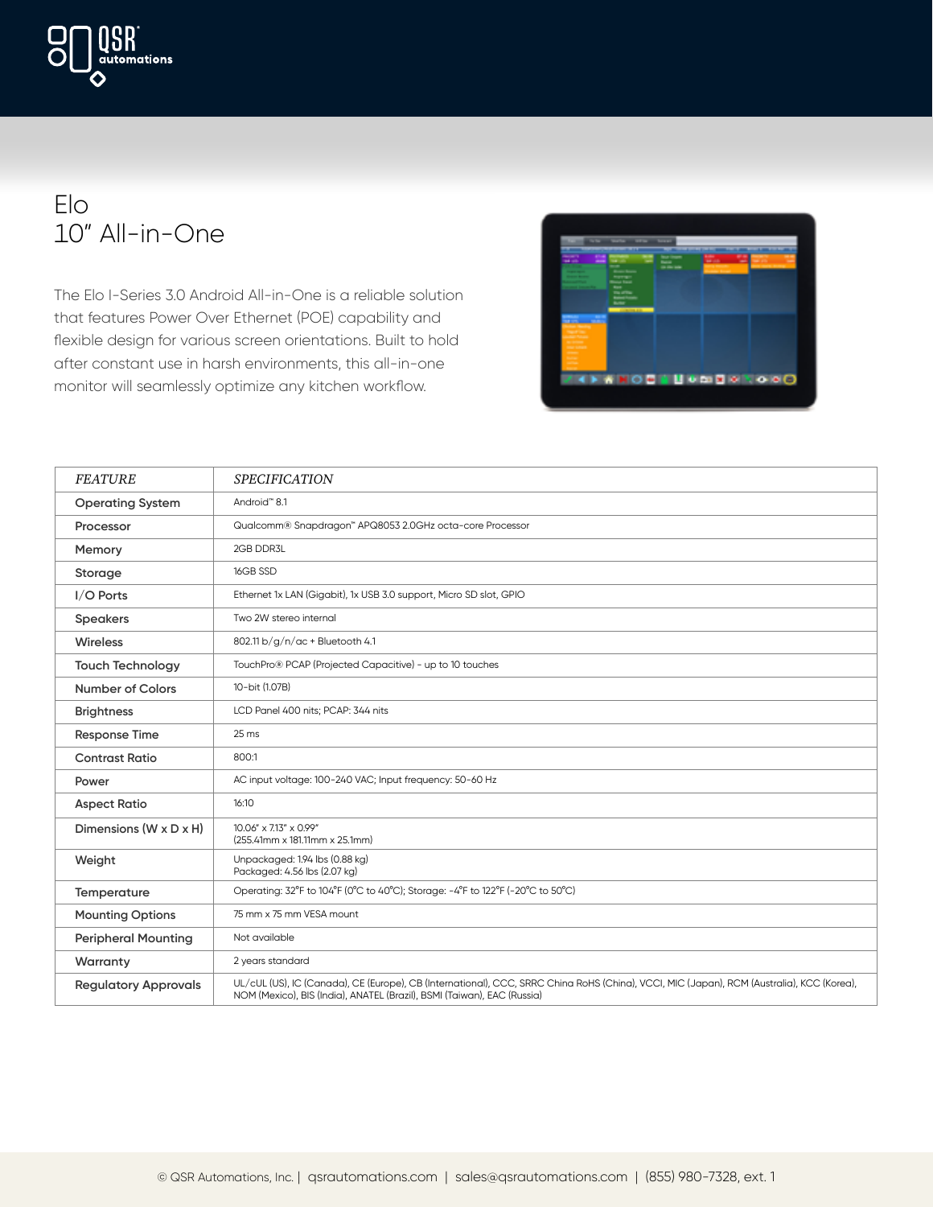# Elo
# 10" All-in-One

The Elo I-Series 3.0 Android All-in-One is a reliable solution that features Power Over Ethernet (POE) capability and flexible design for various screen orientations. Built to hold after constant use in harsh environments, this all-in-one monitor will seamlessly optimize any kitchen workflow.

| *FEATURE* | *SPECIFICATION* |
|---|---|
| Operating System | Android™ 8.1 |
| Processor | Qualcomm® Snapdragon™ APQ8053 2.0GHz octa-core Processor |
| Memory | 2GB DDR3L |
| Storage | 16GB SSD |
| I/O Ports | Ethernet 1x LAN (Gigabit), 1x USB 3.0 support, Micro SD slot, GPIO |
| Speakers | Two 2W stereo internal |
| Wireless | 802.11 b/g/n/ac + Bluetooth 4.1 |
| Touch Technology | TouchPro® PCAP (Projected Capacitive) - up to 10 touches |
| Number of Colors | 10-bit (1.07B) |
| Brightness | LCD Panel 400 nits; PCAP: 344 nits |
| Response Time | 25 ms |
| Contrast Ratio | 800:1 |
| Power | AC input voltage: 100-240 VAC; Input frequency: 50-60 Hz |
| Aspect Ratio | 16:10 |
| Dimensions (W x D x H) | 10.06" x 7.13" x 0.99"<br>(255.41mm x 181.11mm x 25.1mm) |
| Weight | Unpackaged: 1.94 lbs (0.88 kg)<br>Packaged: 4.56 lbs (2.07 kg) |
| Temperature | Operating: 32°F to 104°F (0°C to 40°C); Storage: -4°F to 122°F (-20°C to 50°C) |
| Mounting Options | 75 mm x 75 mm VESA mount |
| Peripheral Mounting | Not available |
| Warranty | 2 years standard |
| Regulatory Approvals | UL/cUL (US), IC (Canada), CE (Europe), CB (International), CCC, SRRC China RoHS (China), VCCI, MIC (Japan), RCM (Australia), KCC (Korea), NOM (Mexico), BIS (India), ANATEL (Brazil), BSMI (Taiwan), EAC (Russia) |

© QSR Automations, Inc. | qsrautomations.com | sales@qsrautomations.com | (855) 980-7328, ext. 1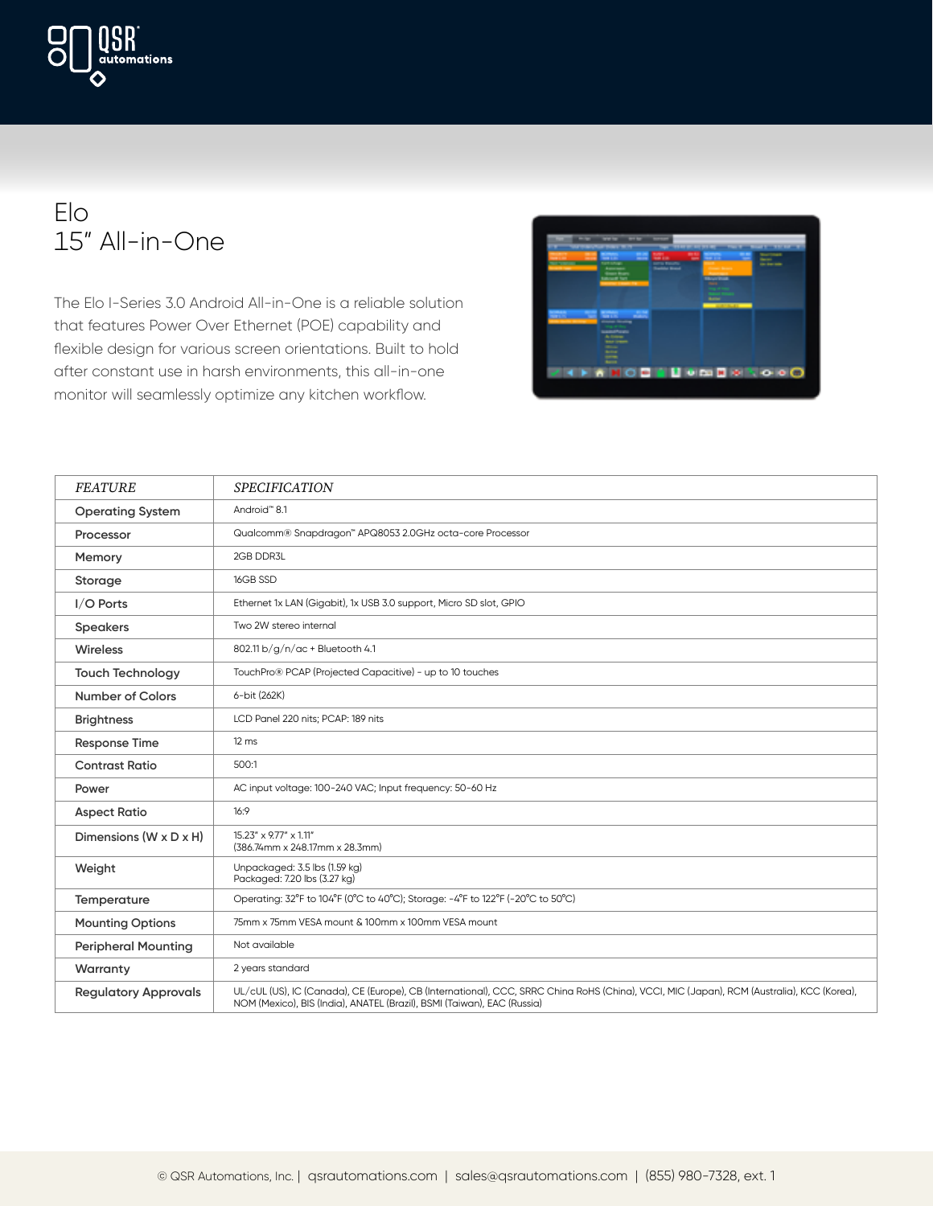# Elo 15" All-in-One

The Elo I-Series 3.0 Android All-in-One is a reliable solution that features Power Over Ethernet (POE) capability and flexible design for various screen orientations. Built to hold after constant use in harsh environments, this all-in-one monitor will seamlessly optimize any kitchen workflow.

| *FEATURE* | *SPECIFICATION* |
|---|---|
| Operating System | Android™ 8.1 |
| Processor | Qualcomm® Snapdragon™ APQ8053 2.0GHz octa-core Processor |
| Memory | 2GB DDR3L |
| Storage | 16GB SSD |
| I/O Ports | Ethernet 1x LAN (Gigabit), 1x USB 3.0 support, Micro SD slot, GPIO |
| Speakers | Two 2W stereo internal |
| Wireless | 802.11 b/g/n/ac + Bluetooth 4.1 |
| Touch Technology | TouchPro® PCAP (Projected Capacitive) - up to 10 touches |
| Number of Colors | 6-bit (262K) |
| Brightness | LCD Panel 220 nits; PCAP: 189 nits |
| Response Time | 12 ms |
| Contrast Ratio | 500:1 |
| Power | AC input voltage: 100-240 VAC; Input frequency: 50-60 Hz |
| Aspect Ratio | 16:9 |
| Dimensions (W x D x H) | 15.23" x 9.77" x 1.11"<br>(386.74mm x 248.17mm x 28.3mm) |
| Weight | Unpackaged: 3.5 lbs (1.59 kg)<br>Packaged: 7.20 lbs (3.27 kg) |
| Temperature | Operating: 32°F to 104°F (0°C to 40°C); Storage: -4°F to 122°F (-20°C to 50°C) |
| Mounting Options | 75mm x 75mm VESA mount & 100mm x 100mm VESA mount |
| Peripheral Mounting | Not available |
| Warranty | 2 years standard |
| Regulatory Approvals | UL/cUL (US), IC (Canada), CE (Europe), CB (International), CCC, SRRC China RoHS (China), VCCI, MIC (Japan), RCM (Australia), KCC (Korea), NOM (Mexico), BIS (India), ANATEL (Brazil), BSMI (Taiwan), EAC (Russia) |

© QSR Automations, Inc. | qsrautomations.com | sales@qsrautomations.com | (855) 980-7328, ext. 1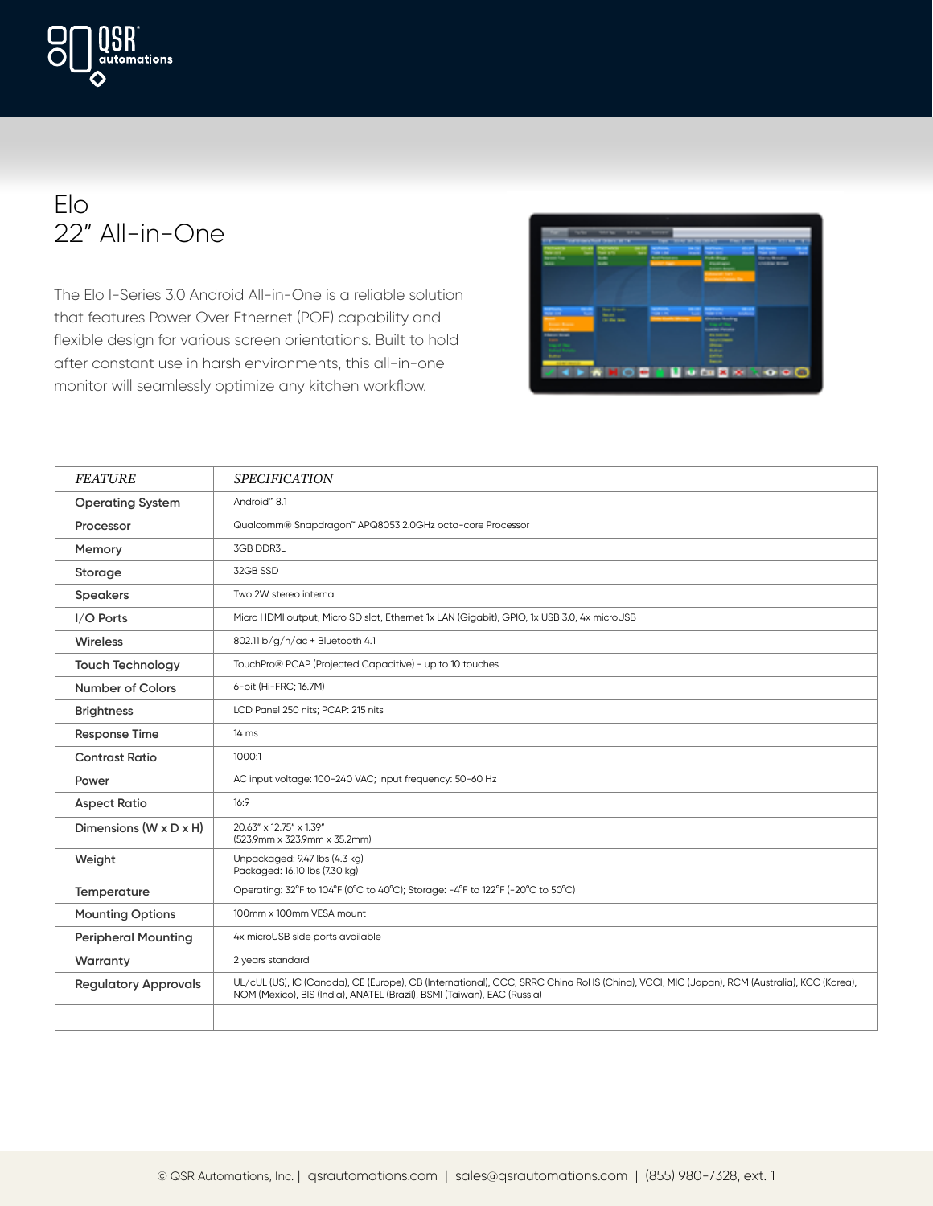# Elo
# 22" All-in-One

The Elo I-Series 3.0 Android All-in-One is a reliable solution that features Power Over Ethernet (POE) capability and flexible design for various screen orientations. Built to hold after constant use in harsh environments, this all-in-one monitor will seamlessly optimize any kitchen workflow.

| *FEATURE* | *SPECIFICATION* |
|---|---|
| Operating System | Android™ 8.1 |
| Processor | Qualcomm® Snapdragon™ APQ8053 2.0GHz octa-core Processor |
| Memory | 3GB DDR3L |
| Storage | 32GB SSD |
| Speakers | Two 2W stereo internal |
| I/O Ports | Micro HDMI output, Micro SD slot, Ethernet 1x LAN (Gigabit), GPIO, 1x USB 3.0, 4x microUSB |
| Wireless | 802.11 b/g/n/ac + Bluetooth 4.1 |
| Touch Technology | TouchPro® PCAP (Projected Capacitive) - up to 10 touches |
| Number of Colors | 6-bit (Hi-FRC; 16.7M) |
| Brightness | LCD Panel 250 nits; PCAP: 215 nits |
| Response Time | 14 ms |
| Contrast Ratio | 1000:1 |
| Power | AC input voltage: 100-240 VAC; Input frequency: 50-60 Hz |
| Aspect Ratio | 16:9 |
| Dimensions (W x D x H) | 20.63" x 12.75" x 1.39" (523.9mm x 323.9mm x 35.2mm) |
| Weight | Unpackaged: 9.47 lbs (4.3 kg) Packaged: 16.10 lbs (7.30 kg) |
| Temperature | Operating: 32°F to 104°F (0°C to 40°C); Storage: -4°F to 122°F (-20°C to 50°C) |
| Mounting Options | 100mm x 100mm VESA mount |
| Peripheral Mounting | 4x microUSB side ports available |
| Warranty | 2 years standard |
| Regulatory Approvals | UL/cUL (US), IC (Canada), CE (Europe), CB (International), CCC, SRRC China RoHS (China), VCCI, MIC (Japan), RCM (Australia), KCC (Korea), NOM (Mexico), BIS (India), ANATEL (Brazil), BSMI (Taiwan), EAC (Russia) |
| | |

© QSR Automations, Inc. | qsrautomations.com | sales@qsrautomations.com | (855) 980-7328, ext. 1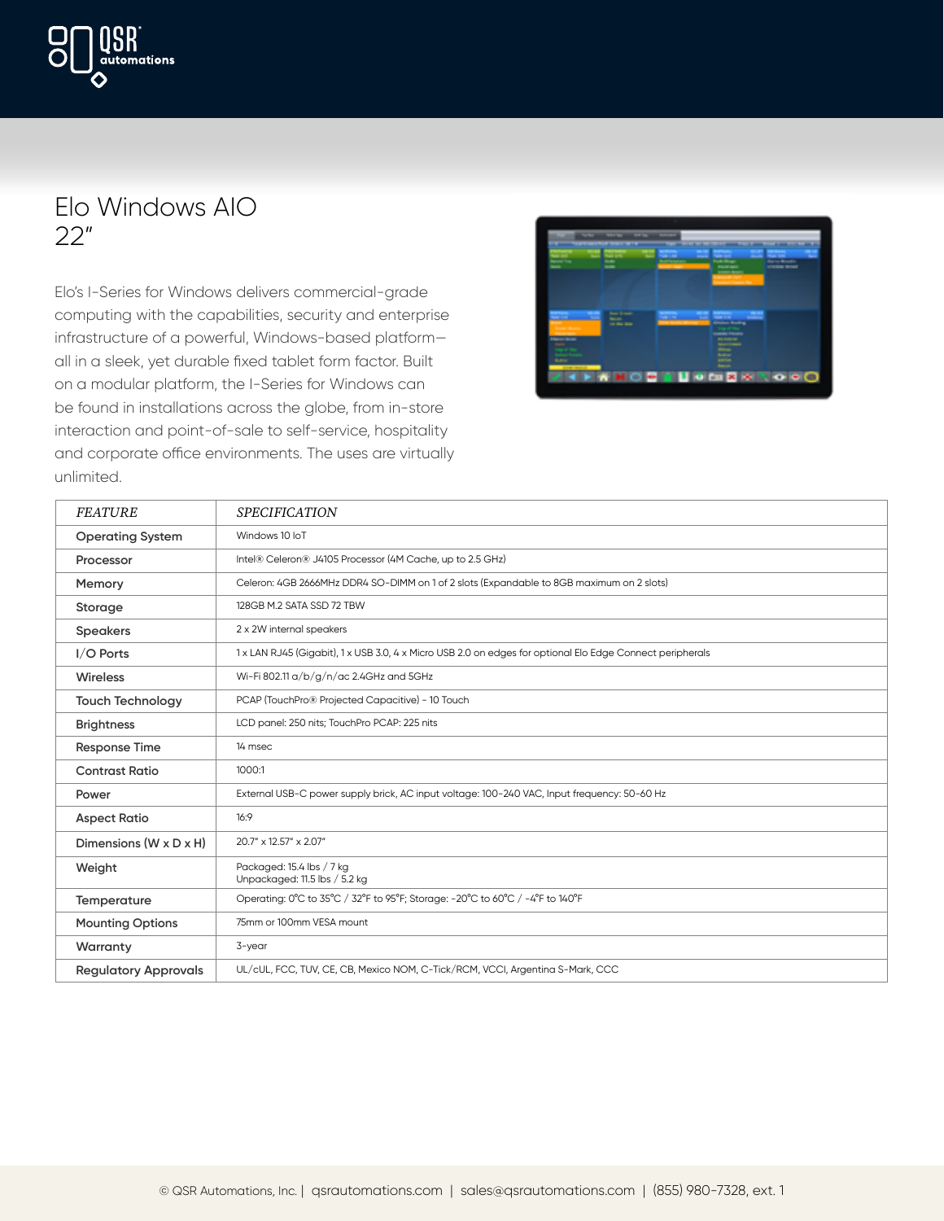# Elo Windows AIO 22"

Elo's I-Series for Windows delivers commercial-grade computing with the capabilities, security and enterprise infrastructure of a powerful, Windows-based platform—all in a sleek, yet durable fixed tablet form factor. Built on a modular platform, the I-Series for Windows can be found in installations across the globe, from in-store interaction and point-of-sale to self-service, hospitality and corporate office environments. The uses are virtually unlimited.

| *FEATURE* | *SPECIFICATION* |
|---|---|
| **Operating System** | Windows 10 IoT |
| **Processor** | Intel® Celeron® J4105 Processor (4M Cache, up to 2.5 GHz) |
| **Memory** | Celeron: 4GB 2666MHz DDR4 SO-DIMM on 1 of 2 slots (Expandable to 8GB maximum on 2 slots) |
| **Storage** | 128GB M.2 SATA SSD 72 TBW |
| **Speakers** | 2 x 2W internal speakers |
| **I/O Ports** | 1 x LAN RJ45 (Gigabit), 1 x USB 3.0, 4 x Micro USB 2.0 on edges for optional Elo Edge Connect peripherals |
| **Wireless** | Wi-Fi 802.11 a/b/g/n/ac 2.4GHz and 5GHz |
| **Touch Technology** | PCAP (TouchPro® Projected Capacitive) - 10 Touch |
| **Brightness** | LCD panel: 250 nits; TouchPro PCAP: 225 nits |
| **Response Time** | 14 msec |
| **Contrast Ratio** | 1000:1 |
| **Power** | External USB-C power supply brick, AC input voltage: 100-240 VAC, Input frequency: 50-60 Hz |
| **Aspect Ratio** | 16:9 |
| **Dimensions (W x D x H)** | 20.7" x 12.57" x 2.07" |
| **Weight** | Packaged: 15.4 lbs / 7 kg<br>Unpackaged: 11.5 lbs / 5.2 kg |
| **Temperature** | Operating: 0°C to 35°C / 32°F to 95°F; Storage: -20°C to 60°C / -4°F to 140°F |
| **Mounting Options** | 75mm or 100mm VESA mount |
| **Warranty** | 3-year |
| **Regulatory Approvals** | UL/cUL, FCC, TUV, CE, CB, Mexico NOM, C-Tick/RCM, VCCI, Argentina S-Mark, CCC |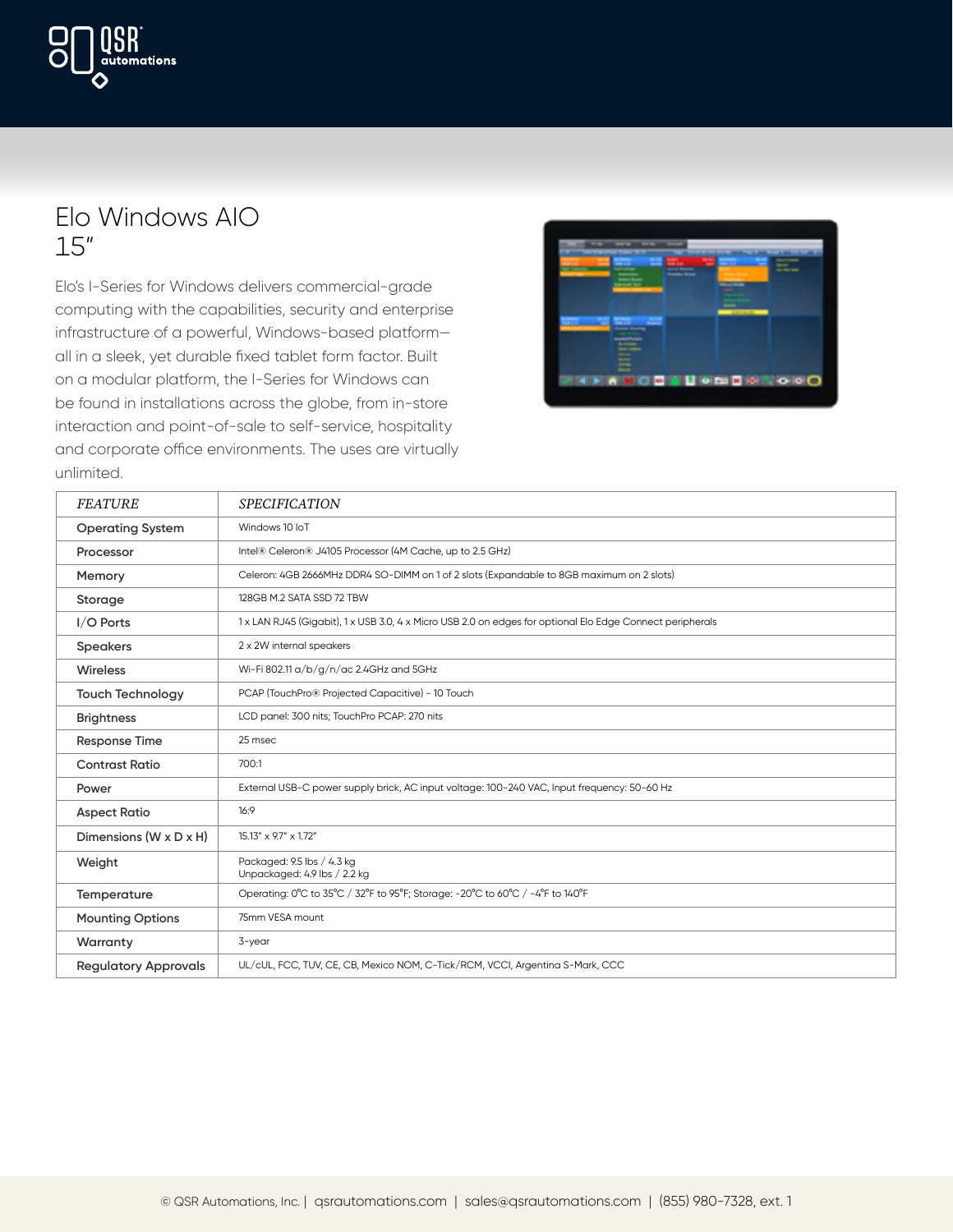# Elo Windows AIO 15"

Elo's I-Series for Windows delivers commercial-grade computing with the capabilities, security and enterprise infrastructure of a powerful, Windows-based platform—all in a sleek, yet durable fixed tablet form factor. Built on a modular platform, the I-Series for Windows can be found in installations across the globe, from in-store interaction and point-of-sale to self-service, hospitality and corporate office environments. The uses are virtually unlimited.

| *FEATURE* | *SPECIFICATION* |
|---|---|
| **Operating System** | Windows 10 IoT |
| **Processor** | Intel® Celeron® J4105 Processor (4M Cache, up to 2.5 GHz) |
| **Memory** | Celeron: 4GB 2666MHz DDR4 SO-DIMM on 1 of 2 slots (Expandable to 8GB maximum on 2 slots) |
| **Storage** | 128GB M.2 SATA SSD 72 TBW |
| **I/O Ports** | 1 x LAN RJ45 (Gigabit), 1 x USB 3.0, 4 x Micro USB 2.0 on edges for optional Elo Edge Connect peripherals |
| **Speakers** | 2 x 2W internal speakers |
| **Wireless** | Wi-Fi 802.11 a/b/g/n/ac 2.4GHz and 5GHz |
| **Touch Technology** | PCAP (TouchPro® Projected Capacitive) - 10 Touch |
| **Brightness** | LCD panel: 300 nits; TouchPro PCAP: 270 nits |
| **Response Time** | 25 msec |
| **Contrast Ratio** | 700:1 |
| **Power** | External USB-C power supply brick, AC input voltage: 100-240 VAC, Input frequency: 50-60 Hz |
| **Aspect Ratio** | 16:9 |
| **Dimensions (W x D x H)** | 15.13" x 9.7" x 1.72" |
| **Weight** | Packaged: 9.5 lbs / 4.3 kg<br>Unpackaged: 4.9 lbs / 2.2 kg |
| **Temperature** | Operating: 0°C to 35°C / 32°F to 95°F; Storage: -20°C to 60°C / -4°F to 140°F |
| **Mounting Options** | 75mm VESA mount |
| **Warranty** | 3-year |
| **Regulatory Approvals** | UL/cUL, FCC, TUV, CE, CB, Mexico NOM, C-Tick/RCM, VCCI, Argentina S-Mark, CCC |

© QSR Automations, Inc. | qsrautomations.com | sales@qsrautomations.com | (855) 980-7328, ext. 1